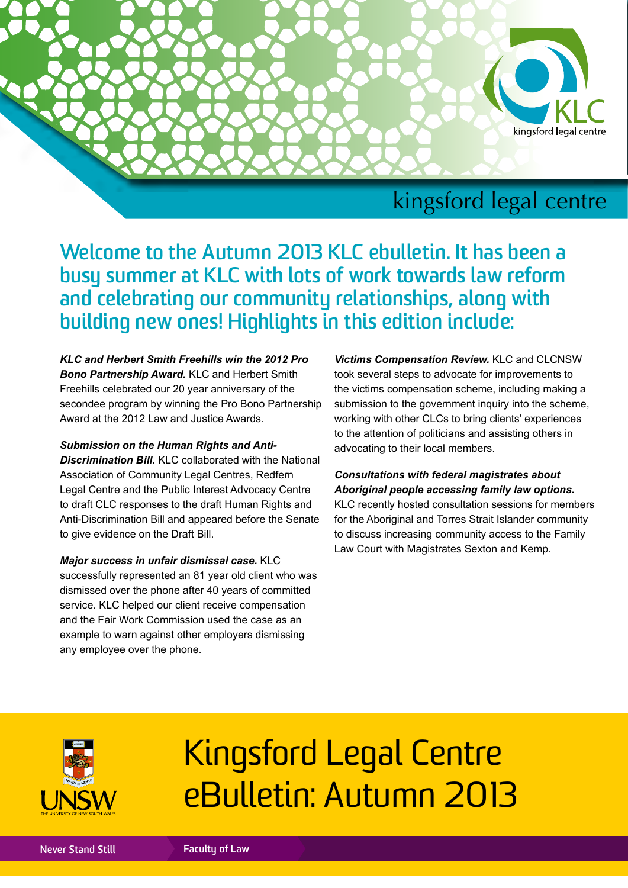kingsford legal centre

# Kingsford Legal Centre eBulletin: Autumn 2013

## Welcome to the Autumn 2013 KLC ebulletin. It has been a busy summer at KLC with lots of work towards law reform and celebrating our community relationships, along with building new ones! Highlights in this edition include:

***KLC and Herbert Smith Freehills win the 2012 Pro Bono Partnership Award.*** KLC and Herbert Smith Freehills celebrated our 20 year anniversary of the secondee program by winning the Pro Bono Partnership Award at the 2012 Law and Justice Awards.

***Submission on the Human Rights and Anti-Discrimination Bill.*** KLC collaborated with the National Association of Community Legal Centres, Redfern Legal Centre and the Public Interest Advocacy Centre to draft CLC responses to the draft Human Rights and Anti-Discrimination Bill and appeared before the Senate to give evidence on the Draft Bill.

***Major success in unfair dismissal case.*** KLC successfully represented an 81 year old client who was dismissed over the phone after 40 years of committed service. KLC helped our client receive compensation and the Fair Work Commission used the case as an example to warn against other employers dismissing any employee over the phone.

***Victims Compensation Review.*** KLC and CLCNSW took several steps to advocate for improvements to the victims compensation scheme, including making a submission to the government inquiry into the scheme, working with other CLCs to bring clients' experiences to the attention of politicians and assisting others in advocating to their local members.

***Consultations with federal magistrates about Aboriginal people accessing family law options.*** KLC recently hosted consultation sessions for members for the Aboriginal and Torres Strait Islander community to discuss increasing community access to the Family Law Court with Magistrates Sexton and Kemp.

Never Stand Still | Faculty of Law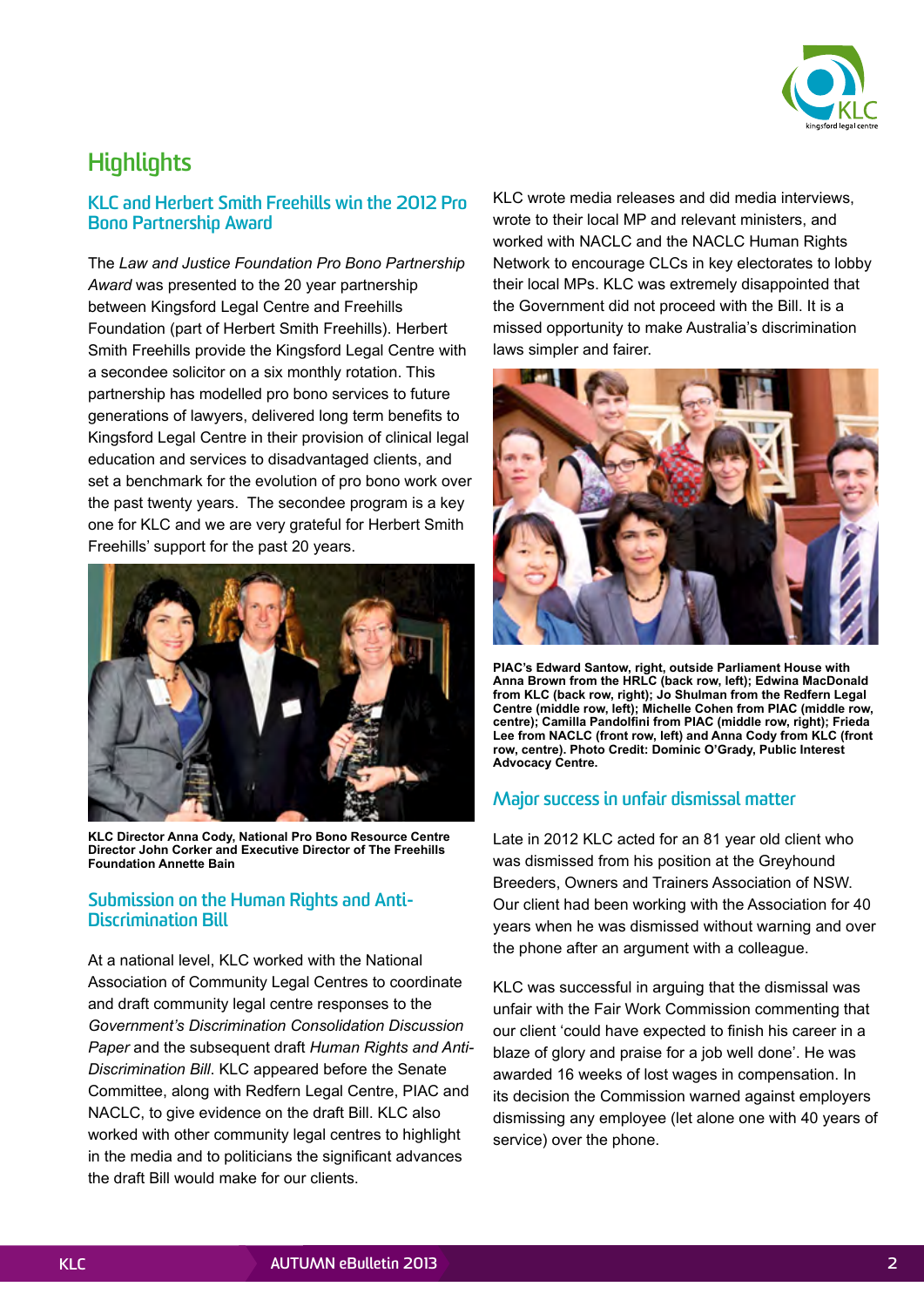# Highlights

## KLC and Herbert Smith Freehills win the 2012 Pro Bono Partnership Award

The *Law and Justice Foundation Pro Bono Partnership Award* was presented to the 20 year partnership between Kingsford Legal Centre and Freehills Foundation (part of Herbert Smith Freehills). Herbert Smith Freehills provide the Kingsford Legal Centre with a secondee solicitor on a six monthly rotation. This partnership has modelled pro bono services to future generations of lawyers, delivered long term benefits to Kingsford Legal Centre in their provision of clinical legal education and services to disadvantaged clients, and set a benchmark for the evolution of pro bono work over the past twenty years. The secondee program is a key one for KLC and we are very grateful for Herbert Smith Freehills' support for the past 20 years.

**KLC Director Anna Cody, National Pro Bono Resource Centre Director John Corker and Executive Director of The Freehills Foundation Annette Bain**

## Submission on the Human Rights and Anti-Discrimination Bill

At a national level, KLC worked with the National Association of Community Legal Centres to coordinate and draft community legal centre responses to the *Government's Discrimination Consolidation Discussion Paper* and the subsequent draft *Human Rights and Anti-Discrimination Bill*. KLC appeared before the Senate Committee, along with Redfern Legal Centre, PIAC and NACLC, to give evidence on the draft Bill. KLC also worked with other community legal centres to highlight in the media and to politicians the significant advances the draft Bill would make for our clients.

KLC wrote media releases and did media interviews, wrote to their local MP and relevant ministers, and worked with NACLC and the NACLC Human Rights Network to encourage CLCs in key electorates to lobby their local MPs. KLC was extremely disappointed that the Government did not proceed with the Bill. It is a missed opportunity to make Australia's discrimination laws simpler and fairer.

**PIAC's Edward Santow, right, outside Parliament House with Anna Brown from the HRLC (back row, left); Edwina MacDonald from KLC (back row, right); Jo Shulman from the Redfern Legal Centre (middle row, left); Michelle Cohen from PIAC (middle row, centre); Camilla Pandolfini from PIAC (middle row, right); Frieda Lee from NACLC (front row, left) and Anna Cody from KLC (front row, centre). Photo Credit: Dominic O'Grady, Public Interest Advocacy Centre.**

## Major success in unfair dismissal matter

Late in 2012 KLC acted for an 81 year old client who was dismissed from his position at the Greyhound Breeders, Owners and Trainers Association of NSW. Our client had been working with the Association for 40 years when he was dismissed without warning and over the phone after an argument with a colleague.

KLC was successful in arguing that the dismissal was unfair with the Fair Work Commission commenting that our client 'could have expected to finish his career in a blaze of glory and praise for a job well done'. He was awarded 16 weeks of lost wages in compensation. In its decision the Commission warned against employers dismissing any employee (let alone one with 40 years of service) over the phone.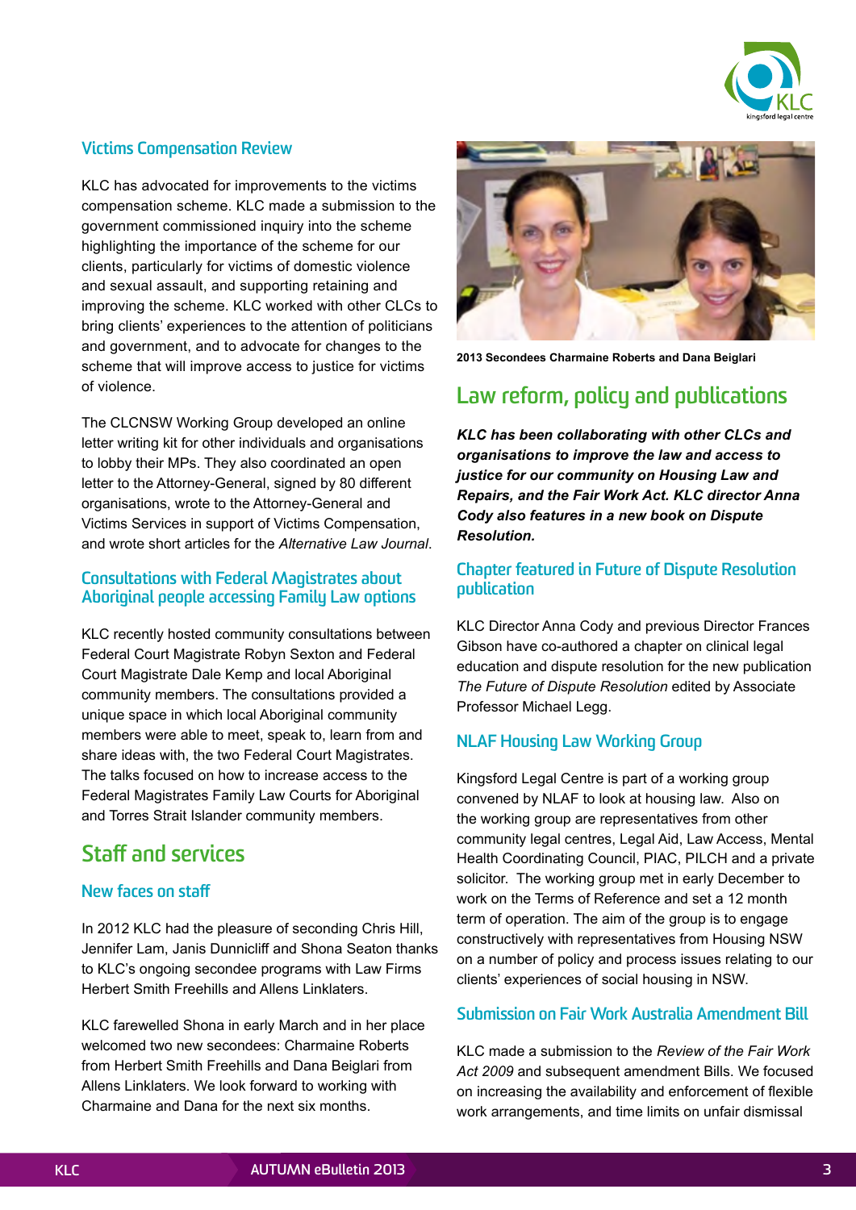### Victims Compensation Review

KLC has advocated for improvements to the victims compensation scheme. KLC made a submission to the government commissioned inquiry into the scheme highlighting the importance of the scheme for our clients, particularly for victims of domestic violence and sexual assault, and supporting retaining and improving the scheme. KLC worked with other CLCs to bring clients' experiences to the attention of politicians and government, and to advocate for changes to the scheme that will improve access to justice for victims of violence.

The CLCNSW Working Group developed an online letter writing kit for other individuals and organisations to lobby their MPs. They also coordinated an open letter to the Attorney-General, signed by 80 different organisations, wrote to the Attorney-General and Victims Services in support of Victims Compensation, and wrote short articles for the *Alternative Law Journal*.

### Consultations with Federal Magistrates about Aboriginal people accessing Family Law options

KLC recently hosted community consultations between Federal Court Magistrate Robyn Sexton and Federal Court Magistrate Dale Kemp and local Aboriginal community members. The consultations provided a unique space in which local Aboriginal community members were able to meet, speak to, learn from and share ideas with, the two Federal Court Magistrates. The talks focused on how to increase access to the Federal Magistrates Family Law Courts for Aboriginal and Torres Strait Islander community members.

## Staff and services

### New faces on staff

In 2012 KLC had the pleasure of seconding Chris Hill, Jennifer Lam, Janis Dunnicliff and Shona Seaton thanks to KLC's ongoing secondee programs with Law Firms Herbert Smith Freehills and Allens Linklaters.

KLC farewelled Shona in early March and in her place welcomed two new secondees: Charmaine Roberts from Herbert Smith Freehills and Dana Beiglari from Allens Linklaters. We look forward to working with Charmaine and Dana for the next six months.

**2013 Secondees Charmaine Roberts and Dana Beiglari**

## Law reform, policy and publications

***KLC has been collaborating with other CLCs and organisations to improve the law and access to justice for our community on Housing Law and Repairs, and the Fair Work Act. KLC director Anna Cody also features in a new book on Dispute Resolution.***

### Chapter featured in Future of Dispute Resolution publication

KLC Director Anna Cody and previous Director Frances Gibson have co-authored a chapter on clinical legal education and dispute resolution for the new publication *The Future of Dispute Resolution* edited by Associate Professor Michael Legg.

### NLAF Housing Law Working Group

Kingsford Legal Centre is part of a working group convened by NLAF to look at housing law. Also on the working group are representatives from other community legal centres, Legal Aid, Law Access, Mental Health Coordinating Council, PIAC, PILCH and a private solicitor. The working group met in early December to work on the Terms of Reference and set a 12 month term of operation. The aim of the group is to engage constructively with representatives from Housing NSW on a number of policy and process issues relating to our clients' experiences of social housing in NSW.

### Submission on Fair Work Australia Amendment Bill

KLC made a submission to the *Review of the Fair Work Act 2009* and subsequent amendment Bills. We focused on increasing the availability and enforcement of flexible work arrangements, and time limits on unfair dismissal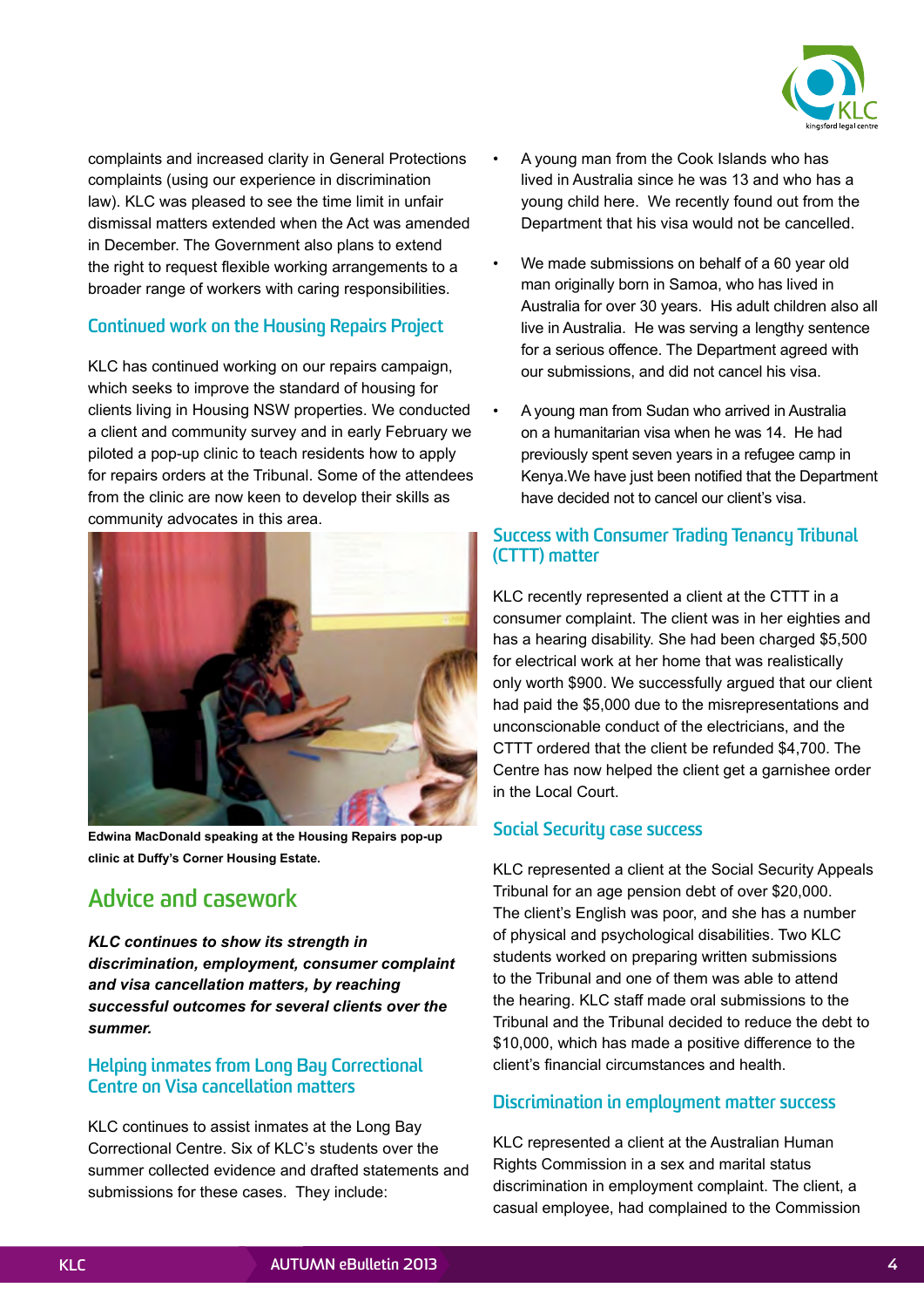complaints and increased clarity in General Protections complaints (using our experience in discrimination law). KLC was pleased to see the time limit in unfair dismissal matters extended when the Act was amended in December. The Government also plans to extend the right to request flexible working arrangements to a broader range of workers with caring responsibilities.

### Continued work on the Housing Repairs Project

KLC has continued working on our repairs campaign, which seeks to improve the standard of housing for clients living in Housing NSW properties. We conducted a client and community survey and in early February we piloted a pop-up clinic to teach residents how to apply for repairs orders at the Tribunal. Some of the attendees from the clinic are now keen to develop their skills as community advocates in this area.

**Edwina MacDonald speaking at the Housing Repairs pop-up clinic at Duffy's Corner Housing Estate.**

## Advice and casework

***KLC continues to show its strength in discrimination, employment, consumer complaint and visa cancellation matters, by reaching successful outcomes for several clients over the summer.***

### Helping inmates from Long Bay Correctional Centre on Visa cancellation matters

KLC continues to assist inmates at the Long Bay Correctional Centre. Six of KLC's students over the summer collected evidence and drafted statements and submissions for these cases. They include:

- A young man from the Cook Islands who has lived in Australia since he was 13 and who has a young child here. We recently found out from the Department that his visa would not be cancelled.
- We made submissions on behalf of a 60 year old man originally born in Samoa, who has lived in Australia for over 30 years. His adult children also all live in Australia. He was serving a lengthy sentence for a serious offence. The Department agreed with our submissions, and did not cancel his visa.
- A young man from Sudan who arrived in Australia on a humanitarian visa when he was 14. He had previously spent seven years in a refugee camp in Kenya.We have just been notified that the Department have decided not to cancel our client's visa.

### Success with Consumer Trading Tenancy Tribunal (CTTT) matter

KLC recently represented a client at the CTTT in a consumer complaint. The client was in her eighties and has a hearing disability. She had been charged $5,500 for electrical work at her home that was realistically only worth $900. We successfully argued that our client had paid the $5,000 due to the misrepresentations and unconscionable conduct of the electricians, and the CTTT ordered that the client be refunded $4,700. The Centre has now helped the client get a garnishee order in the Local Court.

### Social Security case success

KLC represented a client at the Social Security Appeals Tribunal for an age pension debt of over $20,000. The client's English was poor, and she has a number of physical and psychological disabilities. Two KLC students worked on preparing written submissions to the Tribunal and one of them was able to attend the hearing. KLC staff made oral submissions to the Tribunal and the Tribunal decided to reduce the debt to $10,000, which has made a positive difference to the client's financial circumstances and health.

### Discrimination in employment matter success

KLC represented a client at the Australian Human Rights Commission in a sex and marital status discrimination in employment complaint. The client, a casual employee, had complained to the Commission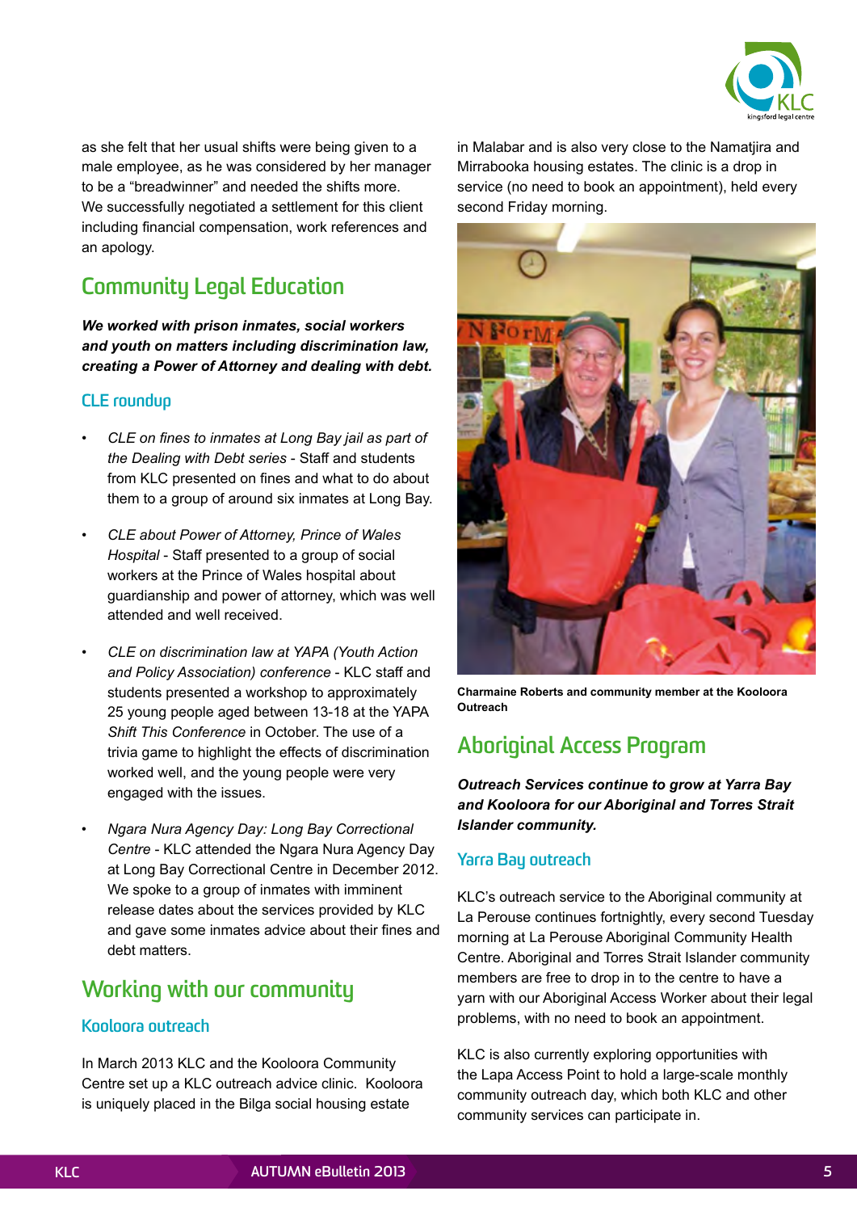as she felt that her usual shifts were being given to a male employee, as he was considered by her manager to be a "breadwinner" and needed the shifts more. We successfully negotiated a settlement for this client including financial compensation, work references and an apology.

## Community Legal Education

***We worked with prison inmates, social workers and youth on matters including discrimination law, creating a Power of Attorney and dealing with debt.***

### CLE roundup

- *CLE on fines to inmates at Long Bay jail as part of the Dealing with Debt series* - Staff and students from KLC presented on fines and what to do about them to a group of around six inmates at Long Bay.
- *CLE about Power of Attorney, Prince of Wales Hospital* - Staff presented to a group of social workers at the Prince of Wales hospital about guardianship and power of attorney, which was well attended and well received.
- *CLE on discrimination law at YAPA (Youth Action and Policy Association) conference* - KLC staff and students presented a workshop to approximately 25 young people aged between 13-18 at the YAPA *Shift This Conference* in October. The use of a trivia game to highlight the effects of discrimination worked well, and the young people were very engaged with the issues.
- *Ngara Nura Agency Day: Long Bay Correctional Centre* - KLC attended the Ngara Nura Agency Day at Long Bay Correctional Centre in December 2012. We spoke to a group of inmates with imminent release dates about the services provided by KLC and gave some inmates advice about their fines and debt matters.

## Working with our community

### Kooloora outreach

In March 2013 KLC and the Kooloora Community Centre set up a KLC outreach advice clinic. Kooloora is uniquely placed in the Bilga social housing estate in Malabar and is also very close to the Namatjira and Mirrabooka housing estates. The clinic is a drop in service (no need to book an appointment), held every second Friday morning.

**Charmaine Roberts and community member at the Kooloora Outreach**

## Aboriginal Access Program

***Outreach Services continue to grow at Yarra Bay and Kooloora for our Aboriginal and Torres Strait Islander community.***

### Yarra Bay outreach

KLC's outreach service to the Aboriginal community at La Perouse continues fortnightly, every second Tuesday morning at La Perouse Aboriginal Community Health Centre. Aboriginal and Torres Strait Islander community members are free to drop in to the centre to have a yarn with our Aboriginal Access Worker about their legal problems, with no need to book an appointment.

KLC is also currently exploring opportunities with the Lapa Access Point to hold a large-scale monthly community outreach day, which both KLC and other community services can participate in.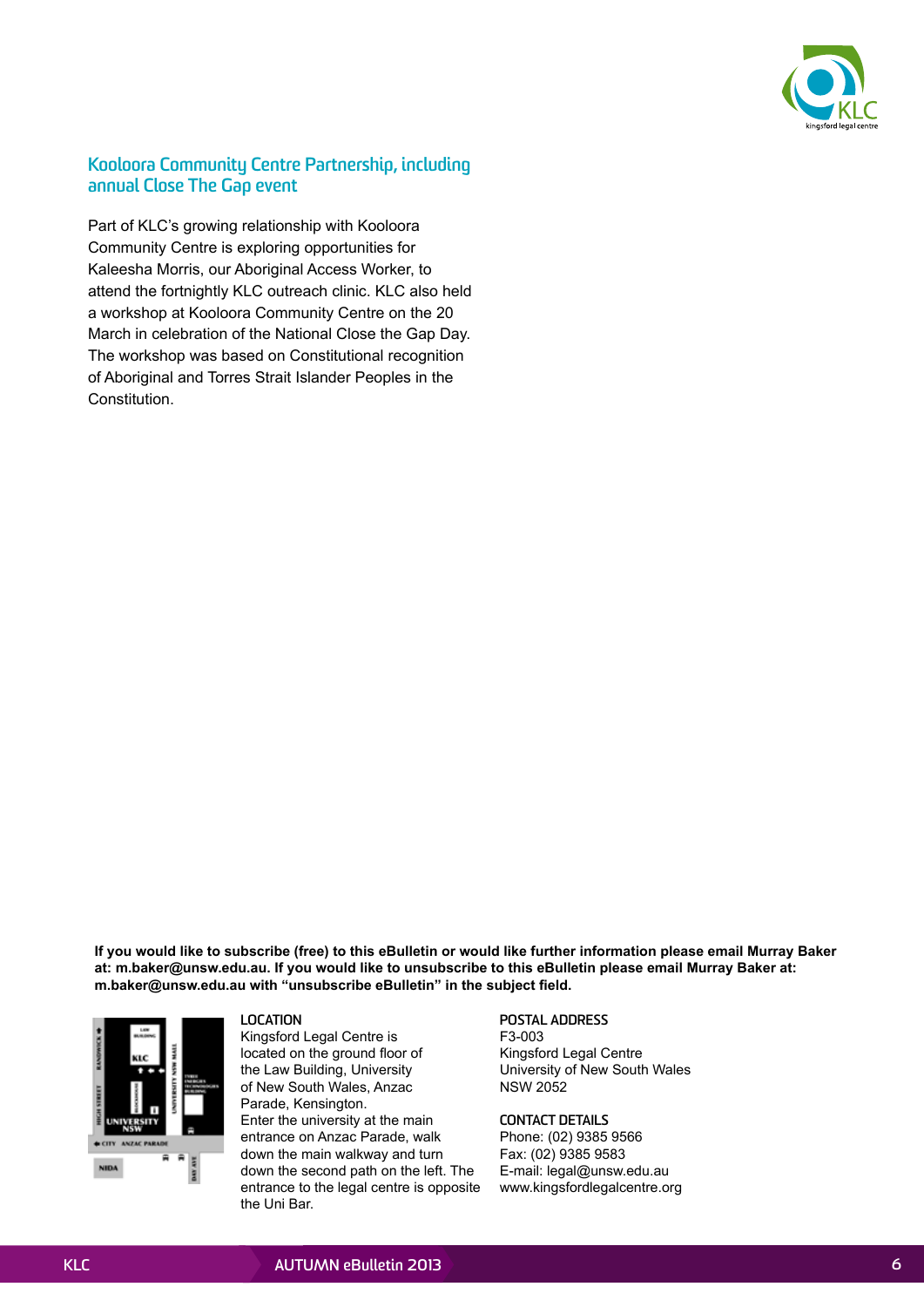## Kooloora Community Centre Partnership, including annual Close The Gap event

Part of KLC's growing relationship with Kooloora Community Centre is exploring opportunities for Kaleesha Morris, our Aboriginal Access Worker, to attend the fortnightly KLC outreach clinic. KLC also held a workshop at Kooloora Community Centre on the 20 March in celebration of the National Close the Gap Day. The workshop was based on Constitutional recognition of Aboriginal and Torres Strait Islander Peoples in the Constitution.

**If you would like to subscribe (free) to this eBulletin or would like further information please email Murray Baker at: m.baker@unsw.edu.au. If you would like to unsubscribe to this eBulletin please email Murray Baker at: m.baker@unsw.edu.au with "unsubscribe eBulletin" in the subject field.**

### LOCATION

Kingsford Legal Centre is located on the ground floor of the Law Building, University of New South Wales, Anzac Parade, Kensington.
Enter the university at the main entrance on Anzac Parade, walk down the main walkway and turn down the second path on the left. The entrance to the legal centre is opposite the Uni Bar.

### POSTAL ADDRESS

F3-003
Kingsford Legal Centre
University of New South Wales
NSW 2052

### CONTACT DETAILS

Phone: (02) 9385 9566
Fax: (02) 9385 9583
E-mail: legal@unsw.edu.au
www.kingsfordlegalcentre.org